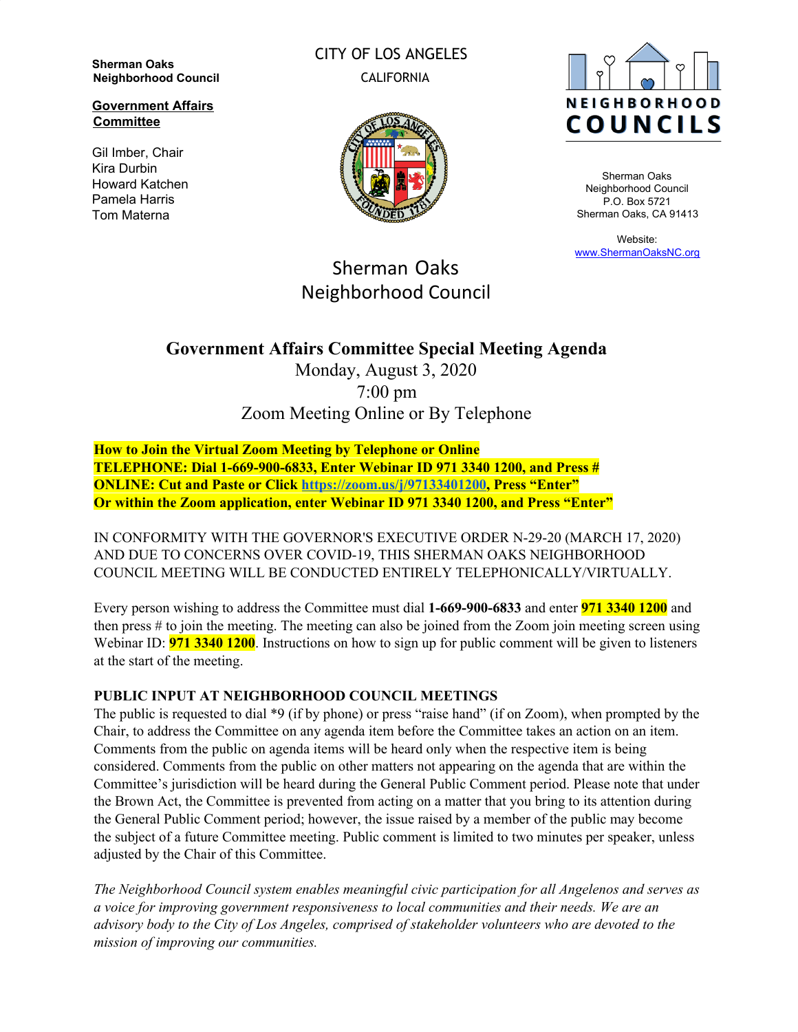**Sherman Oaks Neighborhood Council**

**Government Affairs Committee**

Gil Imber, Chair
Kira Durbin
Howard Katchen
Pamela Harris
Tom Materna

CITY OF LOS ANGELES

CALIFORNIA

NEIGHBORHOOD COUNCILS

Sherman Oaks Neighborhood Council
P.O. Box 5721
Sherman Oaks, CA 91413

Website:
[www.ShermanOaksNC.org](http://www.ShermanOaksNC.org)

Sherman Oaks
Neighborhood Council

# Government Affairs Committee Special Meeting Agenda

Monday, August 3, 2020
7:00 pm
Zoom Meeting Online or By Telephone

**How to Join the Virtual Zoom Meeting by Telephone or Online**
**TELEPHONE: Dial 1-669-900-6833, Enter Webinar ID 971 3340 1200, and Press #**
**ONLINE: Cut and Paste or Click [https://zoom.us/j/97133401200](https://zoom.us/j/97133401200), Press "Enter"**
**Or within the Zoom application, enter Webinar ID 971 3340 1200, and Press "Enter"**

IN CONFORMITY WITH THE GOVERNOR'S EXECUTIVE ORDER N-29-20 (MARCH 17, 2020) AND DUE TO CONCERNS OVER COVID-19, THIS SHERMAN OAKS NEIGHBORHOOD COUNCIL MEETING WILL BE CONDUCTED ENTIRELY TELEPHONICALLY/VIRTUALLY.

Every person wishing to address the Committee must dial **1-669-900-6833** and enter **971 3340 1200** and then press # to join the meeting. The meeting can also be joined from the Zoom join meeting screen using Webinar ID: **971 3340 1200**. Instructions on how to sign up for public comment will be given to listeners at the start of the meeting.

**PUBLIC INPUT AT NEIGHBORHOOD COUNCIL MEETINGS**

The public is requested to dial *9 (if by phone) or press "raise hand" (if on Zoom), when prompted by the Chair, to address the Committee on any agenda item before the Committee takes an action on an item. Comments from the public on agenda items will be heard only when the respective item is being considered. Comments from the public on other matters not appearing on the agenda that are within the Committee's jurisdiction will be heard during the General Public Comment period. Please note that under the Brown Act, the Committee is prevented from acting on a matter that you bring to its attention during the General Public Comment period; however, the issue raised by a member of the public may become the subject of a future Committee meeting. Public comment is limited to two minutes per speaker, unless adjusted by the Chair of this Committee.

*The Neighborhood Council system enables meaningful civic participation for all Angelenos and serves as a voice for improving government responsiveness to local communities and their needs. We are an advisory body to the City of Los Angeles, comprised of stakeholder volunteers who are devoted to the mission of improving our communities.*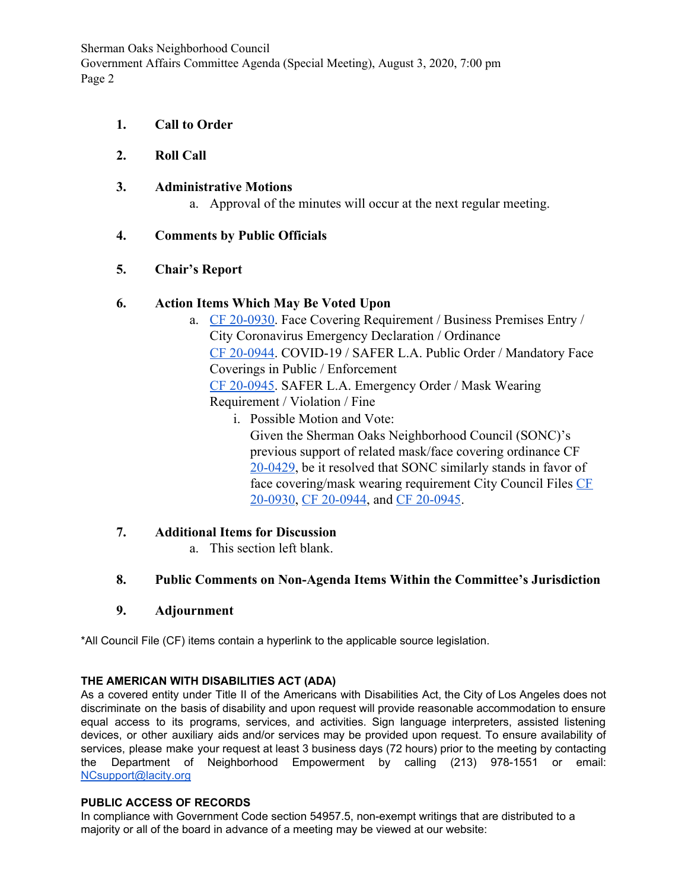1. **Call to Order**

2. **Roll Call**

3. **Administrative Motions**
   a. Approval of the minutes will occur at the next regular meeting.

4. **Comments by Public Officials**

5. **Chair's Report**

6. **Action Items Which May Be Voted Upon**
   a. CF 20-0930. Face Covering Requirement / Business Premises Entry / City Coronavirus Emergency Declaration / Ordinance
   CF 20-0944. COVID-19 / SAFER L.A. Public Order / Mandatory Face Coverings in Public / Enforcement
   CF 20-0945. SAFER L.A. Emergency Order / Mask Wearing Requirement / Violation / Fine
      i. Possible Motion and Vote:
      Given the Sherman Oaks Neighborhood Council (SONC)'s previous support of related mask/face covering ordinance CF 20-0429, be it resolved that SONC similarly stands in favor of face covering/mask wearing requirement City Council Files CF 20-0930, CF 20-0944, and CF 20-0945.

7. **Additional Items for Discussion**
   a. This section left blank.

8. **Public Comments on Non-Agenda Items Within the Committee's Jurisdiction**

9. **Adjournment**

*All Council File (CF) items contain a hyperlink to the applicable source legislation.

**THE AMERICAN WITH DISABILITIES ACT (ADA)**

As a covered entity under Title II of the Americans with Disabilities Act, the City of Los Angeles does not discriminate on the basis of disability and upon request will provide reasonable accommodation to ensure equal access to its programs, services, and activities. Sign language interpreters, assisted listening devices, or other auxiliary aids and/or services may be provided upon request. To ensure availability of services, please make your request at least 3 business days (72 hours) prior to the meeting by contacting the Department of Neighborhood Empowerment by calling (213) 978-1551 or email: NCsupport@lacity.org

**PUBLIC ACCESS OF RECORDS**

In compliance with Government Code section 54957.5, non-exempt writings that are distributed to a majority or all of the board in advance of a meeting may be viewed at our website: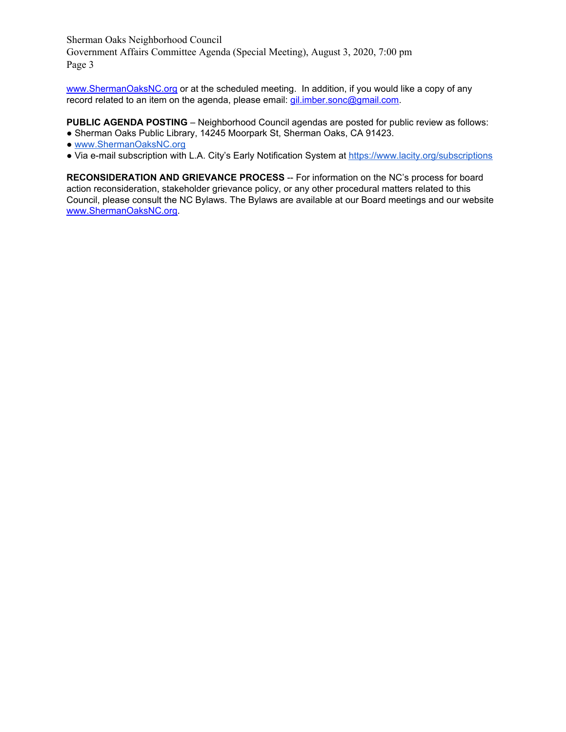www.ShermanOaksNC.org or at the scheduled meeting. In addition, if you would like a copy of any record related to an item on the agenda, please email: gil.imber.sonc@gmail.com.

**PUBLIC AGENDA POSTING** – Neighborhood Council agendas are posted for public review as follows:

- Sherman Oaks Public Library, 14245 Moorpark St, Sherman Oaks, CA 91423.
- www.ShermanOaksNC.org
- Via e-mail subscription with L.A. City's Early Notification System at https://www.lacity.org/subscriptions

**RECONSIDERATION AND GRIEVANCE PROCESS** -- For information on the NC's process for board action reconsideration, stakeholder grievance policy, or any other procedural matters related to this Council, please consult the NC Bylaws. The Bylaws are available at our Board meetings and our website www.ShermanOaksNC.org.